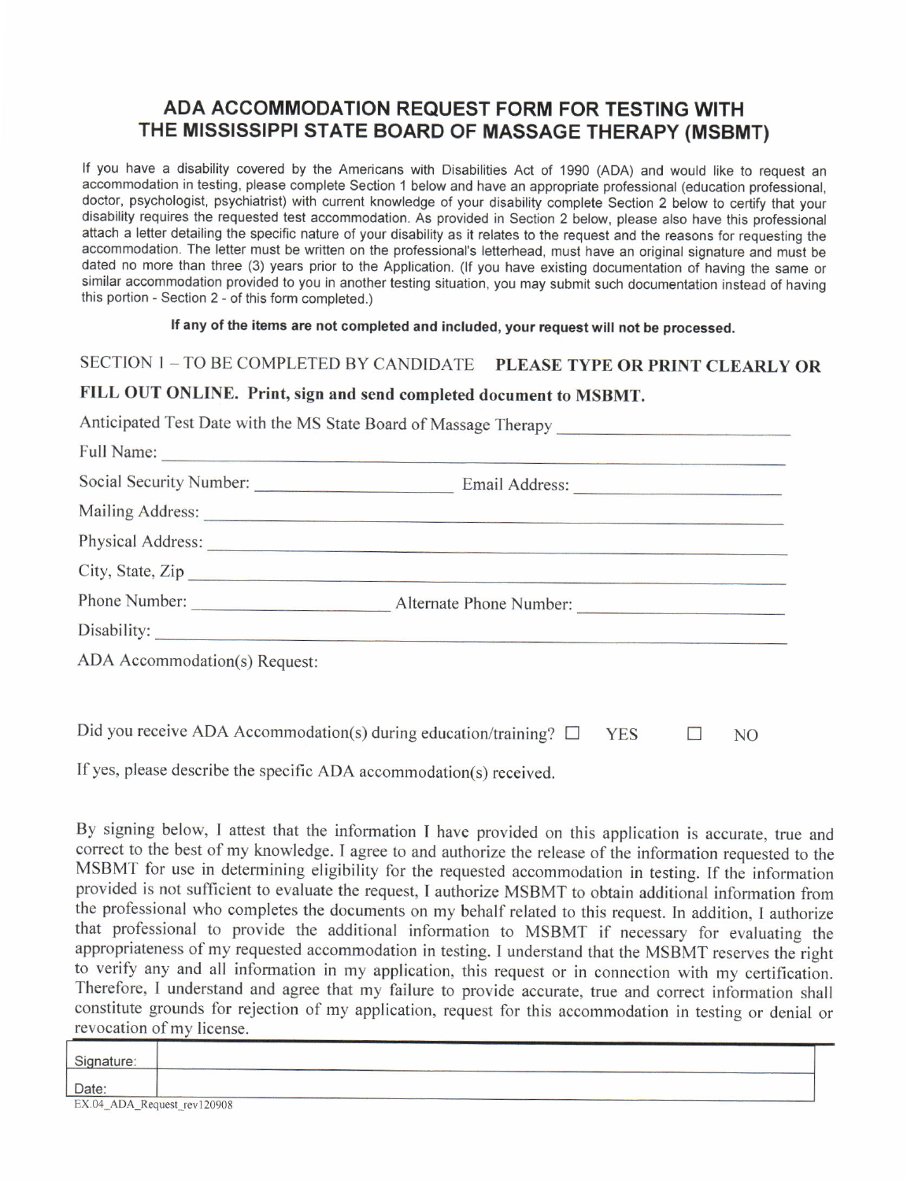# ADA ACCOMMODATION REQUEST FORM FOR TESTING WITH THE MISSISSIPPI STATE BOARD OF MASSAGE THERAPY (MSBMT)

If you have a disability covered by the Americans with Disabilities Act of 1990 (ADA) and would like to request an accommodation in testing, please complete Section 1 below and have an appropriate professional (education professional, doctor, psychologist, psychiatrist) with current knowledge of your disability complete Section 2 below to certify that your disability requires the requested test accommodation. As provided in Section 2 below, please also have this professional attach a letter detailing the specific nature of your disability as it relates to the request and the reasons for requesting the accommodation. The letter must be written on the professional's letterhead, must have an original signature and must be dated no more than three (3) years prior to the Application. (If you have existing documentation of having the same or similar accommodation provided to you in another testing situation, you may submit such documentation instead of having this portion - Section 2 - of this form completed.)

**If any of the items are not completed and included, your request will not be processed.**

SECTION 1 – TO BE COMPLETED BY CANDIDATE **PLEASE TYPE OR PRINT CLEARLY OR FILL OUT ONLINE. Print, sign and send completed document to MSBMT.**

Anticipated Test Date with the MS State Board of Massage Therapy ____________________

Full Name: ____________________

Social Security Number: ____________________ Email Address: ____________________

Mailing Address: ____________________

Physical Address: ____________________

City, State, Zip ____________________

Phone Number: ____________________ Alternate Phone Number: ____________________

Disability: ____________________

ADA Accommodation(s) Request:

Did you receive ADA Accommodation(s) during education/training? ☐ YES ☐ NO

If yes, please describe the specific ADA accommodation(s) received.

By signing below, I attest that the information I have provided on this application is accurate, true and correct to the best of my knowledge. I agree to and authorize the release of the information requested to the MSBMT for use in determining eligibility for the requested accommodation in testing. If the information provided is not sufficient to evaluate the request, I authorize MSBMT to obtain additional information from the professional who completes the documents on my behalf related to this request. In addition, I authorize that professional to provide the additional information to MSBMT if necessary for evaluating the appropriateness of my requested accommodation in testing. I understand that the MSBMT reserves the right to verify any and all information in my application, this request or in connection with my certification. Therefore, I understand and agree that my failure to provide accurate, true and correct information shall constitute grounds for rejection of my application, request for this accommodation in testing or denial or revocation of my license.

| Signature: | |
|---|---|
| Date: | |

EX.04_ADA_Request_rev120908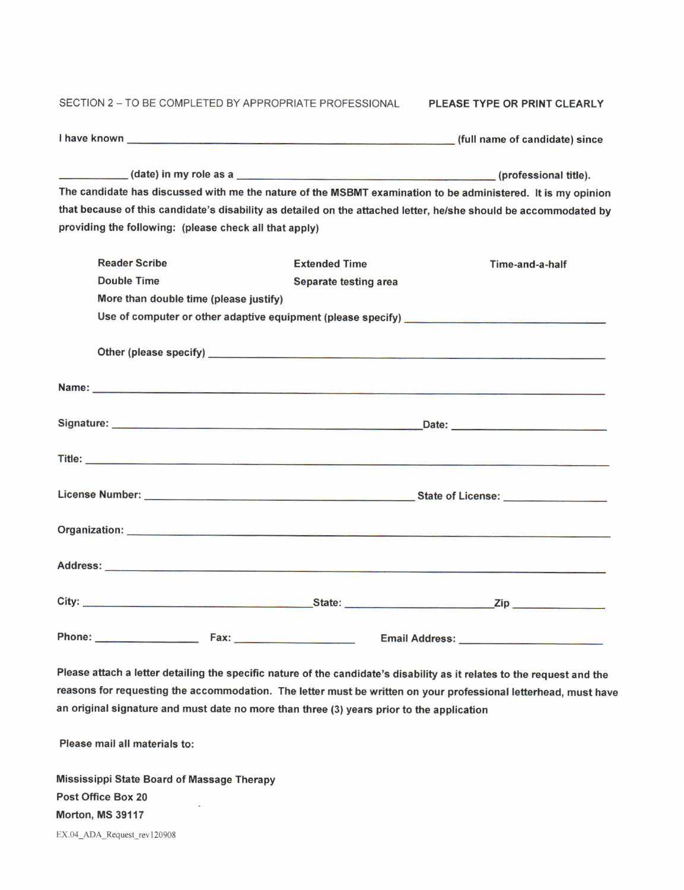SECTION 2 – TO BE COMPLETED BY APPROPRIATE PROFESSIONAL **PLEASE TYPE OR PRINT CLEARLY**

**I have known \_\_\_\_\_\_\_\_\_\_\_\_\_\_\_\_\_\_\_\_\_\_\_\_\_\_\_\_\_\_\_\_\_\_\_\_\_\_\_\_\_\_\_\_\_\_ (full name of candidate) since**

**\_\_\_\_\_\_\_\_\_\_ (date) in my role as a \_\_\_\_\_\_\_\_\_\_\_\_\_\_\_\_\_\_\_\_\_\_\_\_\_\_\_\_\_\_\_\_\_\_\_\_\_\_ (professional title).**
**The candidate has discussed with me the nature of the MSBMT examination to be administered. It is my opinion that because of this candidate's disability as detailed on the attached letter, he/she should be accommodated by providing the following: (please check all that apply)**

**Reader Scribe** **Extended Time** **Time-and-a-half**
**Double Time** **Separate testing area**
**More than double time (please justify)**
**Use of computer or other adaptive equipment (please specify) \_\_\_\_\_\_\_\_\_\_\_\_\_\_\_\_\_\_\_\_\_\_\_\_\_\_\_\_\_**

**Other (please specify) \_\_\_\_\_\_\_\_\_\_\_\_\_\_\_\_\_\_\_\_\_\_\_\_\_\_\_\_\_\_\_\_\_\_\_\_\_\_\_\_\_\_\_\_\_\_\_\_\_\_\_\_\_\_\_\_\_\_\_**

**Name:** \_\_\_\_\_\_\_\_\_\_\_\_\_\_\_\_\_\_\_\_\_\_\_\_\_\_\_\_\_\_\_\_\_\_\_\_\_\_\_\_\_\_\_\_\_\_\_\_\_\_\_\_\_\_\_\_\_\_\_\_\_\_\_\_\_\_\_\_\_\_\_\_\_\_\_

**Signature:** \_\_\_\_\_\_\_\_\_\_\_\_\_\_\_\_\_\_\_\_\_\_\_\_\_\_\_\_\_\_\_\_\_\_\_\_\_\_\_\_\_\_\_\_\_\_\_\_ **Date:** \_\_\_\_\_\_\_\_\_\_\_\_\_\_\_\_\_\_\_\_\_\_

**Title:** \_\_\_\_\_\_\_\_\_\_\_\_\_\_\_\_\_\_\_\_\_\_\_\_\_\_\_\_\_\_\_\_\_\_\_\_\_\_\_\_\_\_\_\_\_\_\_\_\_\_\_\_\_\_\_\_\_\_\_\_\_\_\_\_\_\_\_\_\_\_\_\_\_\_\_\_\_\_

**License Number:** \_\_\_\_\_\_\_\_\_\_\_\_\_\_\_\_\_\_\_\_\_\_\_\_\_\_\_\_\_\_\_\_\_\_\_\_\_\_\_\_ **State of License:** \_\_\_\_\_\_\_\_\_\_\_\_\_\_\_

**Organization:** \_\_\_\_\_\_\_\_\_\_\_\_\_\_\_\_\_\_\_\_\_\_\_\_\_\_\_\_\_\_\_\_\_\_\_\_\_\_\_\_\_\_\_\_\_\_\_\_\_\_\_\_\_\_\_\_\_\_\_\_\_\_\_\_\_\_\_\_\_\_

**Address:** \_\_\_\_\_\_\_\_\_\_\_\_\_\_\_\_\_\_\_\_\_\_\_\_\_\_\_\_\_\_\_\_\_\_\_\_\_\_\_\_\_\_\_\_\_\_\_\_\_\_\_\_\_\_\_\_\_\_\_\_\_\_\_\_\_\_\_\_\_\_\_\_\_\_

**City:** \_\_\_\_\_\_\_\_\_\_\_\_\_\_\_\_\_\_\_\_\_\_\_\_\_\_\_\_\_\_\_\_\_\_ **State:** \_\_\_\_\_\_\_\_\_\_\_\_\_\_\_\_\_\_\_\_\_\_ **Zip** \_\_\_\_\_\_\_\_\_\_\_\_\_\_

**Phone:** \_\_\_\_\_\_\_\_\_\_\_\_\_\_\_\_ **Fax:** \_\_\_\_\_\_\_\_\_\_\_\_\_\_\_\_\_\_ **Email Address:** \_\_\_\_\_\_\_\_\_\_\_\_\_\_\_\_\_\_\_\_\_\_\_\_

**Please attach a letter detailing the specific nature of the candidate's disability as it relates to the request and the reasons for requesting the accommodation. The letter must be written on your professional letterhead, must have an original signature and must date no more than three (3) years prior to the application**

**Please mail all materials to:**

**Mississippi State Board of Massage Therapy**
**Post Office Box 20**
**Morton, MS 39117**

EX.04_ADA_Request_rev120908